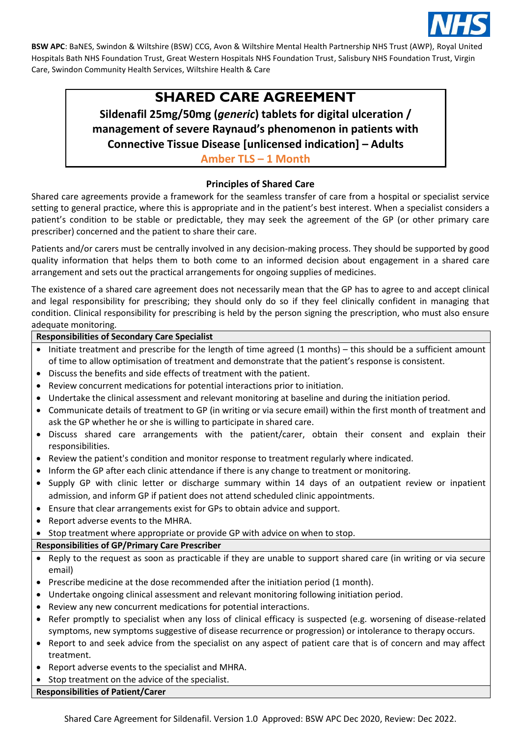**BSW APC**: BaNES, Swindon & Wiltshire (BSW) CCG, Avon & Wiltshire Mental Health Partnership NHS Trust (AWP), Royal United Hospitals Bath NHS Foundation Trust, Great Western Hospitals NHS Foundation Trust, Salisbury NHS Foundation Trust, Virgin Care, Swindon Community Health Services, Wiltshire Health & Care

# SHARED CARE AGREEMENT

## Sildenafil 25mg/50mg (*generic*) tablets for digital ulceration / management of severe Raynaud's phenomenon in patients with Connective Tissue Disease [unlicensed indication] – Adults

**Amber TLS – 1 Month**

### Principles of Shared Care

Shared care agreements provide a framework for the seamless transfer of care from a hospital or specialist service setting to general practice, where this is appropriate and in the patient's best interest. When a specialist considers a patient's condition to be stable or predictable, they may seek the agreement of the GP (or other primary care prescriber) concerned and the patient to share their care.

Patients and/or carers must be centrally involved in any decision-making process. They should be supported by good quality information that helps them to both come to an informed decision about engagement in a shared care arrangement and sets out the practical arrangements for ongoing supplies of medicines.

The existence of a shared care agreement does not necessarily mean that the GP has to agree to and accept clinical and legal responsibility for prescribing; they should only do so if they feel clinically confident in managing that condition. Clinical responsibility for prescribing is held by the person signing the prescription, who must also ensure adequate monitoring.

**Responsibilities of Secondary Care Specialist**

- Initiate treatment and prescribe for the length of time agreed (1 months) – this should be a sufficient amount of time to allow optimisation of treatment and demonstrate that the patient's response is consistent.
- Discuss the benefits and side effects of treatment with the patient.
- Review concurrent medications for potential interactions prior to initiation.
- Undertake the clinical assessment and relevant monitoring at baseline and during the initiation period.
- Communicate details of treatment to GP (in writing or via secure email) within the first month of treatment and ask the GP whether he or she is willing to participate in shared care.
- Discuss shared care arrangements with the patient/carer, obtain their consent and explain their responsibilities.
- Review the patient's condition and monitor response to treatment regularly where indicated.
- Inform the GP after each clinic attendance if there is any change to treatment or monitoring.
- Supply GP with clinic letter or discharge summary within 14 days of an outpatient review or inpatient admission, and inform GP if patient does not attend scheduled clinic appointments.
- Ensure that clear arrangements exist for GPs to obtain advice and support.
- Report adverse events to the MHRA.
- Stop treatment where appropriate or provide GP with advice on when to stop.

**Responsibilities of GP/Primary Care Prescriber**

- Reply to the request as soon as practicable if they are unable to support shared care (in writing or via secure email)
- Prescribe medicine at the dose recommended after the initiation period (1 month).
- Undertake ongoing clinical assessment and relevant monitoring following initiation period.
- Review any new concurrent medications for potential interactions.
- Refer promptly to specialist when any loss of clinical efficacy is suspected (e.g. worsening of disease-related symptoms, new symptoms suggestive of disease recurrence or progression) or intolerance to therapy occurs.
- Report to and seek advice from the specialist on any aspect of patient care that is of concern and may affect treatment.
- Report adverse events to the specialist and MHRA.
- Stop treatment on the advice of the specialist.

**Responsibilities of Patient/Carer**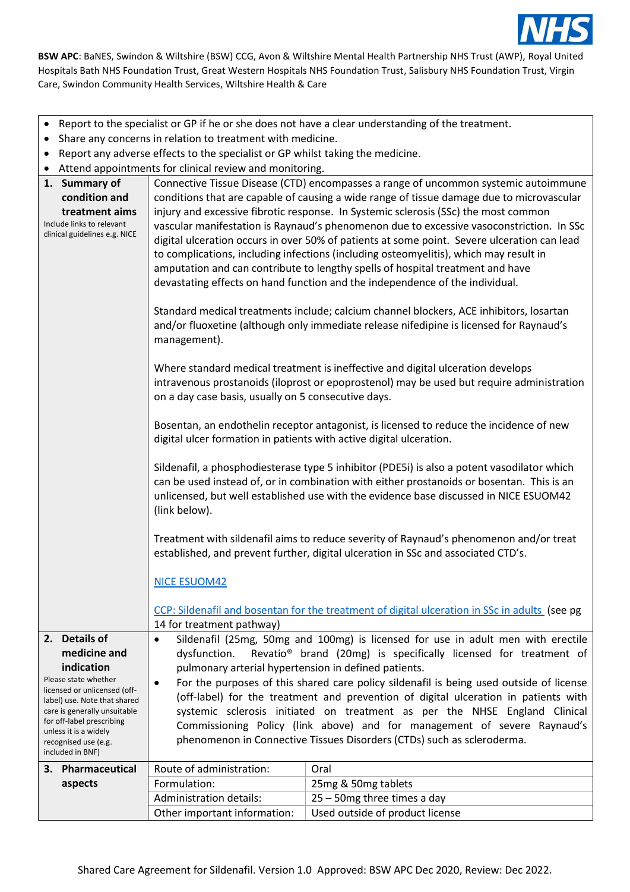**BSW APC**: BaNES, Swindon & Wiltshire (BSW) CCG, Avon & Wiltshire Mental Health Partnership NHS Trust (AWP), Royal United Hospitals Bath NHS Foundation Trust, Great Western Hospitals NHS Foundation Trust, Salisbury NHS Foundation Trust, Virgin Care, Swindon Community Health Services, Wiltshire Health & Care

- Report to the specialist or GP if he or she does not have a clear understanding of the treatment.
- Share any concerns in relation to treatment with medicine.
- Report any adverse effects to the specialist or GP whilst taking the medicine.
- Attend appointments for clinical review and monitoring.

| | | |
|---|---|---|
| **1. Summary of condition and treatment aims**<br>Include links to relevant clinical guidelines e.g. NICE | Connective Tissue Disease (CTD) encompasses a range of uncommon systemic autoimmune conditions that are capable of causing a wide range of tissue damage due to microvascular injury and excessive fibrotic response. In Systemic sclerosis (SSc) the most common vascular manifestation is Raynaud's phenomenon due to excessive vasoconstriction. In SSc digital ulceration occurs in over 50% of patients at some point. Severe ulceration can lead to complications, including infections (including osteomyelitis), which may result in amputation and can contribute to lengthy spells of hospital treatment and have devastating effects on hand function and the independence of the individual.<br><br>Standard medical treatments include; calcium channel blockers, ACE inhibitors, losartan and/or fluoxetine (although only immediate release nifedipine is licensed for Raynaud's management).<br><br>Where standard medical treatment is ineffective and digital ulceration develops intravenous prostanoids (iloprost or epoprostenol) may be used but require administration on a day case basis, usually on 5 consecutive days.<br><br>Bosentan, an endothelin receptor antagonist, is licensed to reduce the incidence of new digital ulcer formation in patients with active digital ulceration.<br><br>Sildenafil, a phosphodiesterase type 5 inhibitor (PDE5i) is also a potent vasodilator which can be used instead of, or in combination with either prostanoids or bosentan. This is an unlicensed, but well established use with the evidence base discussed in NICE ESUOM42 (link below).<br><br>Treatment with sildenafil aims to reduce severity of Raynaud's phenomenon and/or treat established, and prevent further, digital ulceration in SSc and associated CTD's.<br><br>NICE ESUOM42<br><br>CCP: Sildenafil and bosentan for the treatment of digital ulceration in SSc in adults (see pg 14 for treatment pathway) | |
| **2. Details of medicine and indication**<br>Please state whether licensed or unlicensed (off-label) use. Note that shared care is generally unsuitable for off-label prescribing unless it is a widely recognised use (e.g. included in BNF) | • Sildenafil (25mg, 50mg and 100mg) is licensed for use in adult men with erectile dysfunction. Revatio® brand (20mg) is specifically licensed for treatment of pulmonary arterial hypertension in defined patients.<br>• For the purposes of this shared care policy sildenafil is being used outside of license (off-label) for the treatment and prevention of digital ulceration in patients with systemic sclerosis initiated on treatment as per the NHSE England Clinical Commissioning Policy (link above) and for management of severe Raynaud's phenomenon in Connective Tissues Disorders (CTDs) such as scleroderma. | |
| **3. Pharmaceutical aspects** | Route of administration: | Oral |
| | Formulation: | 25mg & 50mg tablets |
| | Administration details: | 25 – 50mg three times a day |
| | Other important information: | Used outside of product license |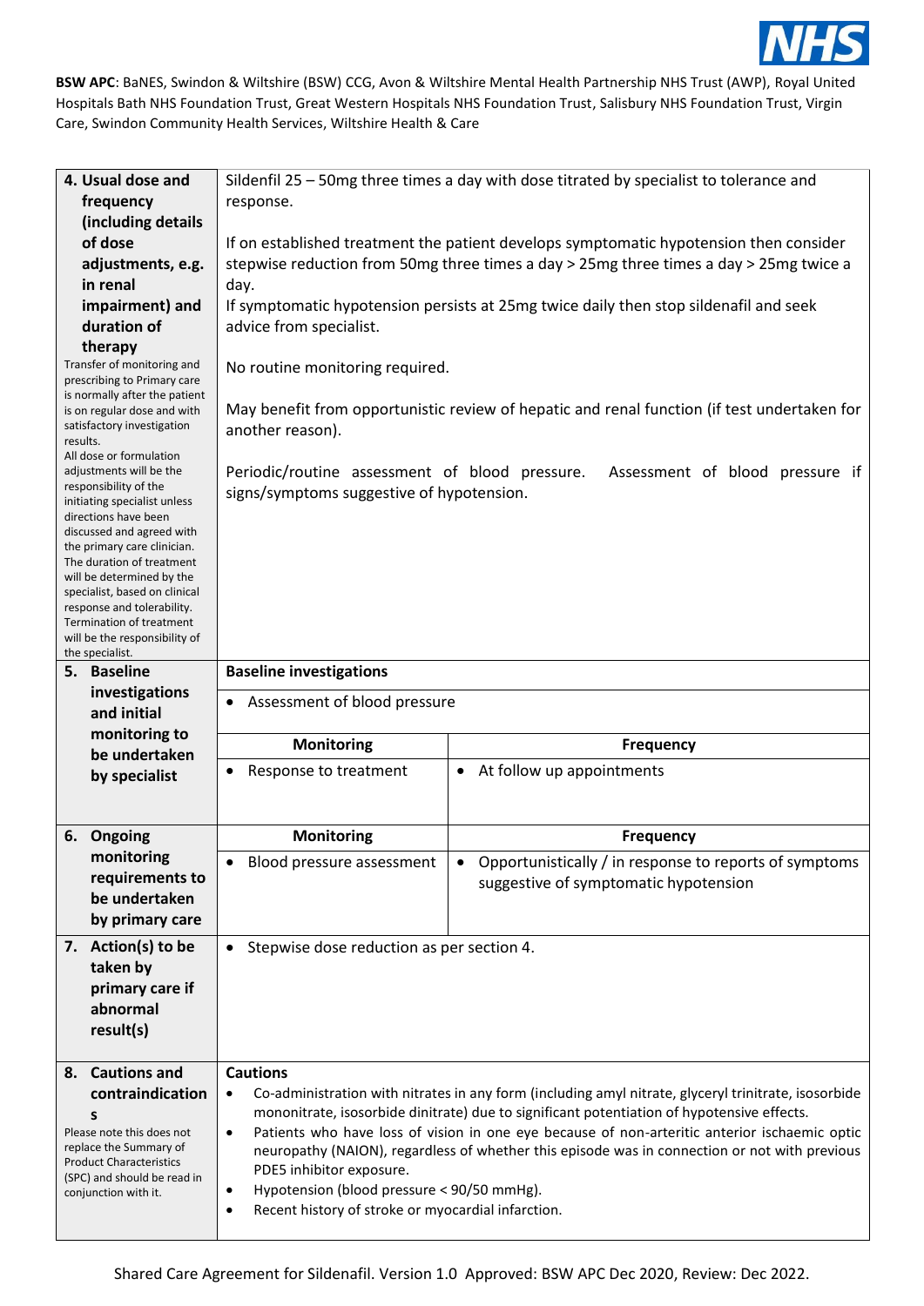**BSW APC**: BaNES, Swindon & Wiltshire (BSW) CCG, Avon & Wiltshire Mental Health Partnership NHS Trust (AWP), Royal United Hospitals Bath NHS Foundation Trust, Great Western Hospitals NHS Foundation Trust, Salisbury NHS Foundation Trust, Virgin Care, Swindon Community Health Services, Wiltshire Health & Care

| | | |
|---|---|---|
| **4. Usual dose and frequency (including details of dose adjustments, e.g. in renal impairment) and duration of therapy**<br>Transfer of monitoring and prescribing to Primary care is normally after the patient is on regular dose and with satisfactory investigation results.<br>All dose or formulation adjustments will be the responsibility of the initiating specialist unless directions have been discussed and agreed with the primary care clinician.<br>The duration of treatment will be determined by the specialist, based on clinical response and tolerability.<br>Termination of treatment will be the responsibility of the specialist. | Sildenfil 25 – 50mg three times a day with dose titrated by specialist to tolerance and response.<br><br>If on established treatment the patient develops symptomatic hypotension then consider stepwise reduction from 50mg three times a day > 25mg three times a day > 25mg twice a day.<br>If symptomatic hypotension persists at 25mg twice daily then stop sildenafil and seek advice from specialist.<br><br>No routine monitoring required.<br><br>May benefit from opportunistic review of hepatic and renal function (if test undertaken for another reason).<br><br>Periodic/routine assessment of blood pressure. Assessment of blood pressure if signs/symptoms suggestive of hypotension. | |
| **5. Baseline investigations and initial monitoring to be undertaken by specialist** | **Baseline investigations** | |
| | • Assessment of blood pressure | |
| | **Monitoring** | **Frequency** |
| | • Response to treatment | • At follow up appointments |
| **6. Ongoing monitoring requirements to be undertaken by primary care** | **Monitoring** | **Frequency** |
| | • Blood pressure assessment | • Opportunistically / in response to reports of symptoms suggestive of symptomatic hypotension |
| **7. Action(s) to be taken by primary care if abnormal result(s)** | • Stepwise dose reduction as per section 4. | |
| **8. Cautions and contraindications**<br>Please note this does not replace the Summary of Product Characteristics (SPC) and should be read in conjunction with it. | **Cautions**<br>• Co-administration with nitrates in any form (including amyl nitrate, glyceryl trinitrate, isosorbide mononitrate, isosorbide dinitrate) due to significant potentiation of hypotensive effects.<br>• Patients who have loss of vision in one eye because of non-arteritic anterior ischaemic optic neuropathy (NAION), regardless of whether this episode was in connection or not with previous PDE5 inhibitor exposure.<br>• Hypotension (blood pressure < 90/50 mmHg).<br>• Recent history of stroke or myocardial infarction. | |

Shared Care Agreement for Sildenafil. Version 1.0 Approved: BSW APC Dec 2020, Review: Dec 2022.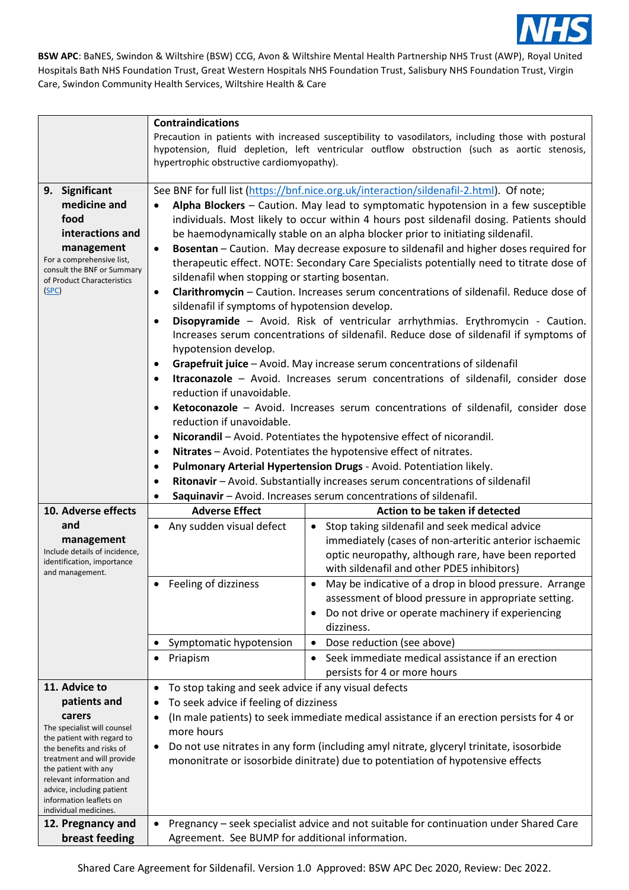**BSW APC**: BaNES, Swindon & Wiltshire (BSW) CCG, Avon & Wiltshire Mental Health Partnership NHS Trust (AWP), Royal United Hospitals Bath NHS Foundation Trust, Great Western Hospitals NHS Foundation Trust, Salisbury NHS Foundation Trust, Virgin Care, Swindon Community Health Services, Wiltshire Health & Care

| | | |
|---|---|---|
| | **Contraindications**<br>Precaution in patients with increased susceptibility to vasodilators, including those with postural hypotension, fluid depletion, left ventricular outflow obstruction (such as aortic stenosis, hypertrophic obstructive cardiomyopathy). | |
| **9. Significant medicine and food interactions and management**<br>For a comprehensive list, consult the BNF or Summary of Product Characteristics (SPC) | See BNF for full list (https://bnf.nice.org.uk/interaction/sildenafil-2.html). Of note;<br>• **Alpha Blockers** – Caution. May lead to symptomatic hypotension in a few susceptible individuals. Most likely to occur within 4 hours post sildenafil dosing. Patients should be haemodynamically stable on an alpha blocker prior to initiating sildenafil.<br>• **Bosentan** – Caution. May decrease exposure to sildenafil and higher doses required for therapeutic effect. NOTE: Secondary Care Specialists potentially need to titrate dose of sildenafil when stopping or starting bosentan.<br>• **Clarithromycin** – Caution. Increases serum concentrations of sildenafil. Reduce dose of sildenafil if symptoms of hypotension develop.<br>• **Disopyramide** – Avoid. Risk of ventricular arrhythmias. Erythromycin - Caution. Increases serum concentrations of sildenafil. Reduce dose of sildenafil if symptoms of hypotension develop.<br>• **Grapefruit juice** – Avoid. May increase serum concentrations of sildenafil<br>• **Itraconazole** – Avoid. Increases serum concentrations of sildenafil, consider dose reduction if unavoidable.<br>• **Ketoconazole** – Avoid. Increases serum concentrations of sildenafil, consider dose reduction if unavoidable.<br>• **Nicorandil** – Avoid. Potentiates the hypotensive effect of nicorandil.<br>• **Nitrates** – Avoid. Potentiates the hypotensive effect of nitrates.<br>• **Pulmonary Arterial Hypertension Drugs** - Avoid. Potentiation likely.<br>• **Ritonavir** – Avoid. Substantially increases serum concentrations of sildenafil<br>• **Saquinavir** – Avoid. Increases serum concentrations of sildenafil. | |
| **10. Adverse effects and management**<br>Include details of incidence, identification, importance and management. | **Adverse Effect** | **Action to be taken if detected** |
| | • Any sudden visual defect | • Stop taking sildenafil and seek medical advice immediately (cases of non-arteritic anterior ischaemic optic neuropathy, although rare, have been reported with sildenafil and other PDE5 inhibitors) |
| | • Feeling of dizziness | • May be indicative of a drop in blood pressure. Arrange assessment of blood pressure in appropriate setting.<br>• Do not drive or operate machinery if experiencing dizziness. |
| | • Symptomatic hypotension | • Dose reduction (see above) |
| | • Priapism | • Seek immediate medical assistance if an erection persists for 4 or more hours |
| **11. Advice to patients and carers**<br>The specialist will counsel the patient with regard to the benefits and risks of treatment and will provide the patient with any relevant information and advice, including patient information leaflets on individual medicines. | • To stop taking and seek advice if any visual defects<br>• To seek advice if feeling of dizziness<br>• (In male patients) to seek immediate medical assistance if an erection persists for 4 or more hours<br>• Do not use nitrates in any form (including amyl nitrate, glyceryl trinitate, isosorbide mononitrate or isosorbide dinitrate) due to potentiation of hypotensive effects | |
| **12. Pregnancy and breast feeding** | • Pregnancy – seek specialist advice and not suitable for continuation under Shared Care Agreement. See BUMP for additional information. | |

Shared Care Agreement for Sildenafil. Version 1.0 Approved: BSW APC Dec 2020, Review: Dec 2022.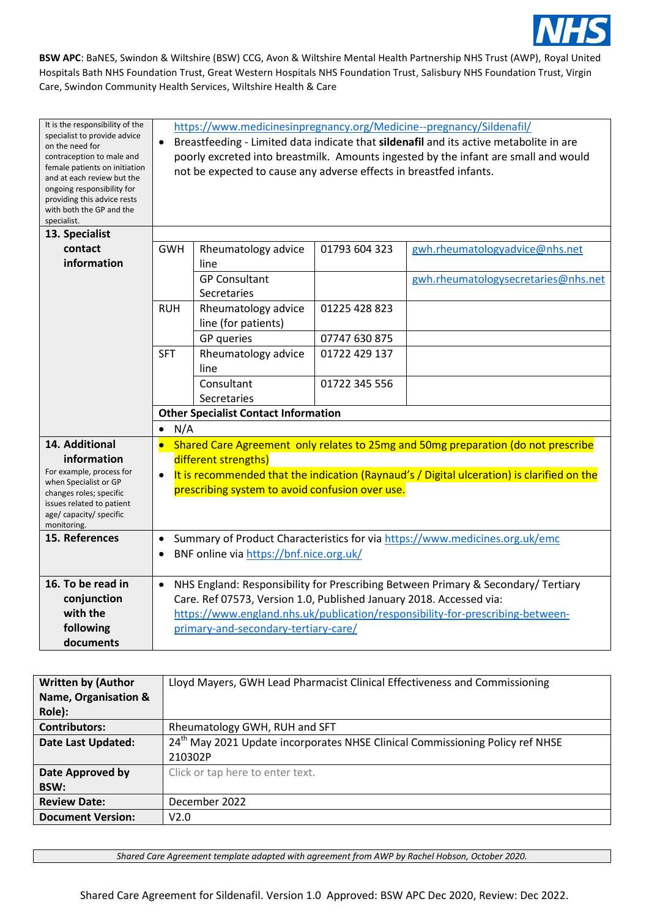**BSW APC**: BaNES, Swindon & Wiltshire (BSW) CCG, Avon & Wiltshire Mental Health Partnership NHS Trust (AWP), Royal United Hospitals Bath NHS Foundation Trust, Great Western Hospitals NHS Foundation Trust, Salisbury NHS Foundation Trust, Virgin Care, Swindon Community Health Services, Wiltshire Health & Care

| | | | | |
|---|---|---|---|---|
| It is the responsibility of the specialist to provide advice on the need for contraception to male and female patients on initiation and at each review but the ongoing responsibility for providing this advice rests with both the GP and the specialist. | https://www.medicinesinpregnancy.org/Medicine--pregnancy/Sildenafil/<br>• Breastfeeding - Limited data indicate that **sildenafil** and its active metabolite in are poorly excreted into breastmilk. Amounts ingested by the infant are small and would not be expected to cause any adverse effects in breastfed infants. | | | |
| **13. Specialist contact information** | | | | |
| | GWH | Rheumatology advice line | 01793 604 323 | gwh.rheumatologyadvice@nhs.net |
| | | GP Consultant Secretaries | | gwh.rheumatologysecretaries@nhs.net |
| | RUH | Rheumatology advice line (for patients) | 01225 428 823 | |
| | | GP queries | 07747 630 875 | |
| | SFT | Rheumatology advice line | 01722 429 137 | |
| | | Consultant Secretaries | 01722 345 556 | |
| | **Other Specialist Contact Information** | | | |
| | • N/A | | | |
| **14. Additional information**<br>For example, process for when Specialist or GP changes roles; specific issues related to patient age/ capacity/ specific monitoring. | • Shared Care Agreement only relates to 25mg and 50mg preparation (do not prescribe different strengths)<br>• It is recommended that the indication (Raynaud's / Digital ulceration) is clarified on the prescribing system to avoid confusion over use. | | | |
| **15. References** | • Summary of Product Characteristics for via https://www.medicines.org.uk/emc<br>• BNF online via https://bnf.nice.org.uk/ | | | |
| **16. To be read in conjunction with the following documents** | • NHS England: Responsibility for Prescribing Between Primary & Secondary/ Tertiary Care. Ref 07573, Version 1.0, Published January 2018. Accessed via: https://www.england.nhs.uk/publication/responsibility-for-prescribing-between-primary-and-secondary-tertiary-care/ | | | |

| | |
|---|---|
| **Written by (Author Name, Organisation & Role):** | Lloyd Mayers, GWH Lead Pharmacist Clinical Effectiveness and Commissioning |
| **Contributors:** | Rheumatology GWH, RUH and SFT |
| **Date Last Updated:** | 24th May 2021 Update incorporates NHSE Clinical Commissioning Policy ref NHSE 210302P |
| **Date Approved by BSW:** | Click or tap here to enter text. |
| **Review Date:** | December 2022 |
| **Document Version:** | V2.0 |

*Shared Care Agreement template adapted with agreement from AWP by Rachel Hobson, October 2020.*